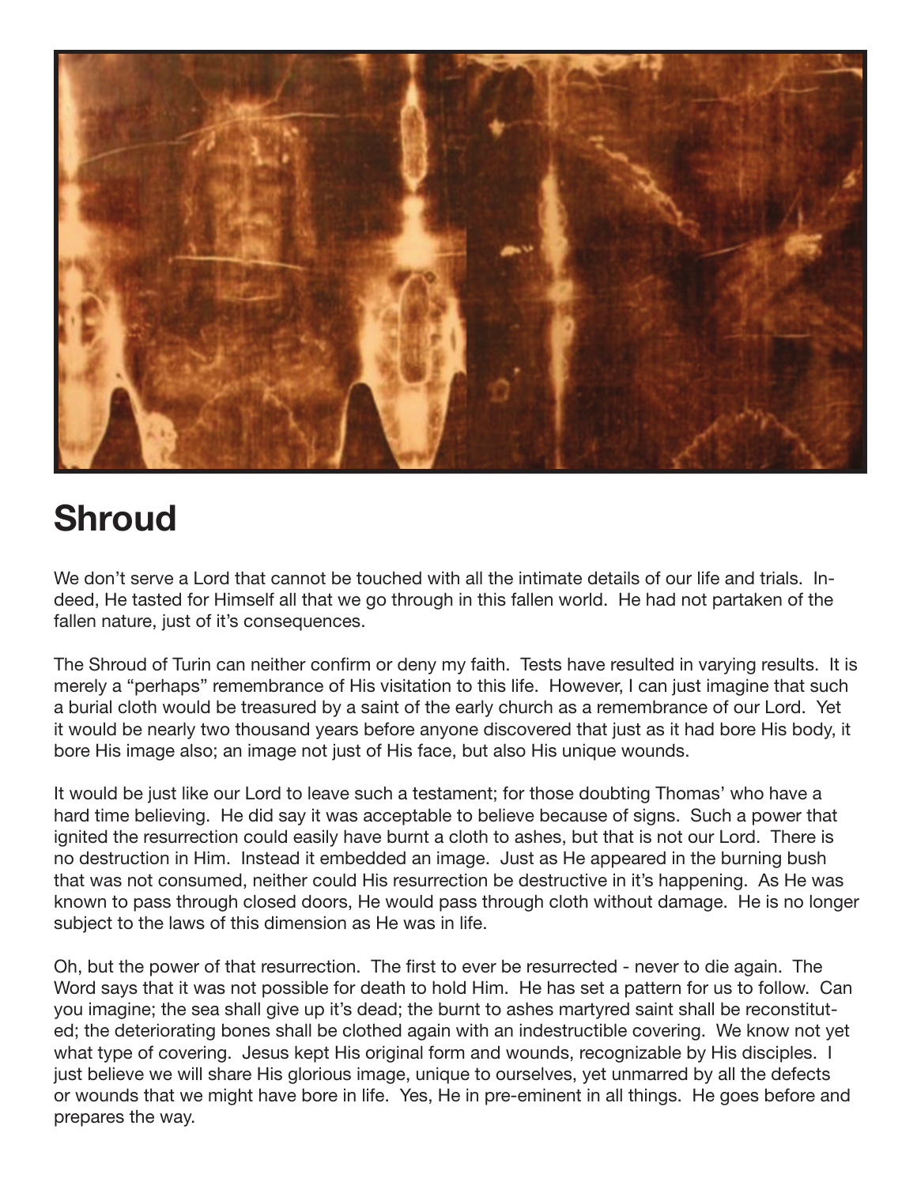# Shroud

We don't serve a Lord that cannot be touched with all the intimate details of our life and trials. Indeed, He tasted for Himself all that we go through in this fallen world. He had not partaken of the fallen nature, just of it's consequences.

The Shroud of Turin can neither confirm or deny my faith. Tests have resulted in varying results. It is merely a "perhaps" remembrance of His visitation to this life. However, I can just imagine that such a burial cloth would be treasured by a saint of the early church as a remembrance of our Lord. Yet it would be nearly two thousand years before anyone discovered that just as it had bore His body, it bore His image also; an image not just of His face, but also His unique wounds.

It would be just like our Lord to leave such a testament; for those doubting Thomas' who have a hard time believing. He did say it was acceptable to believe because of signs. Such a power that ignited the resurrection could easily have burnt a cloth to ashes, but that is not our Lord. There is no destruction in Him. Instead it embedded an image. Just as He appeared in the burning bush that was not consumed, neither could His resurrection be destructive in it's happening. As He was known to pass through closed doors, He would pass through cloth without damage. He is no longer subject to the laws of this dimension as He was in life.

Oh, but the power of that resurrection. The first to ever be resurrected - never to die again. The Word says that it was not possible for death to hold Him. He has set a pattern for us to follow. Can you imagine; the sea shall give up it's dead; the burnt to ashes martyred saint shall be reconstituted; the deteriorating bones shall be clothed again with an indestructible covering. We know not yet what type of covering. Jesus kept His original form and wounds, recognizable by His disciples. I just believe we will share His glorious image, unique to ourselves, yet unmarred by all the defects or wounds that we might have bore in life. Yes, He in pre-eminent in all things. He goes before and prepares the way.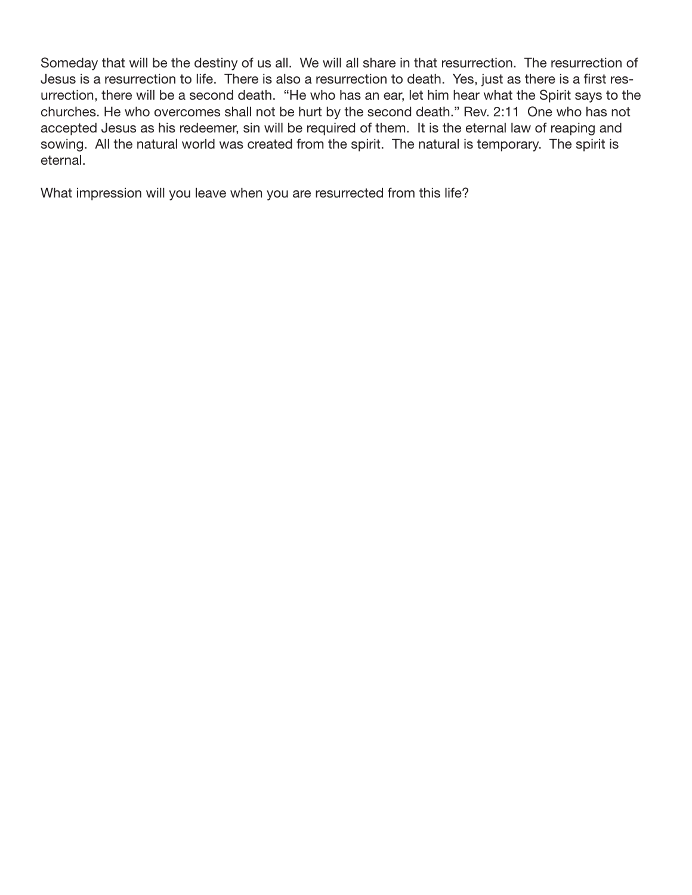Someday that will be the destiny of us all. We will all share in that resurrection. The resurrection of Jesus is a resurrection to life. There is also a resurrection to death. Yes, just as there is a first resurrection, there will be a second death. "He who has an ear, let him hear what the Spirit says to the churches. He who overcomes shall not be hurt by the second death." Rev. 2:11 One who has not accepted Jesus as his redeemer, sin will be required of them. It is the eternal law of reaping and sowing. All the natural world was created from the spirit. The natural is temporary. The spirit is eternal.

What impression will you leave when you are resurrected from this life?